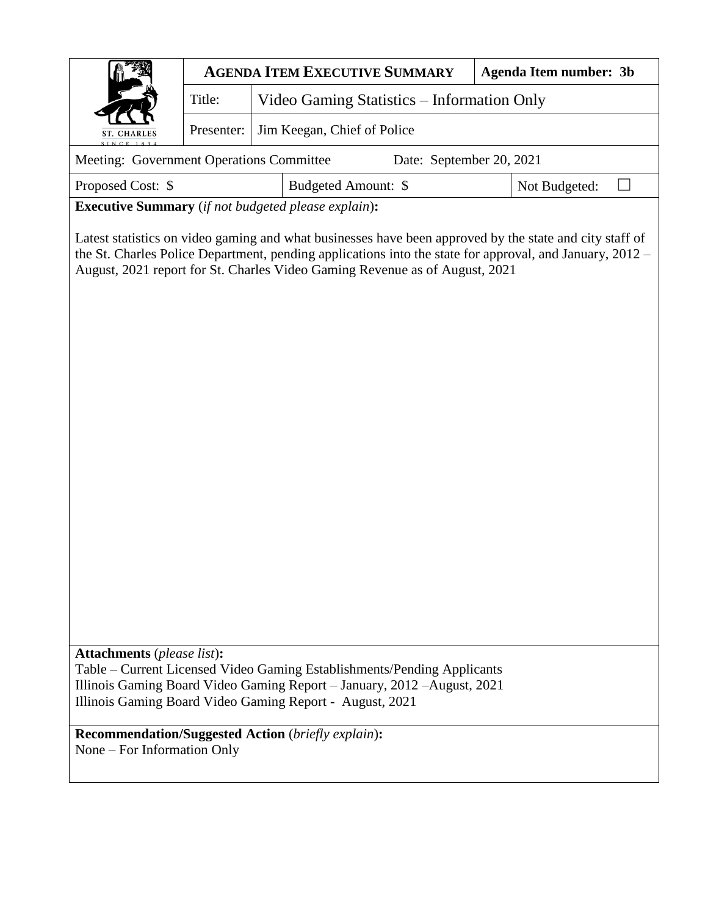| ST. CHARLES SINCE 1834 | **AGENDA ITEM EXECUTIVE SUMMARY** | | **Agenda Item number: 3b** |
|---|---|---|---|
| | Title: | Video Gaming Statistics – Information Only | |
| | Presenter: | Jim Keegan, Chief of Police | |

| Meeting: Government Operations Committee | Date: September 20, 2021 | |
|---|---|---|
| Proposed Cost: $ | Budgeted Amount: $ | Not Budgeted: ☐ |

**Executive Summary** (*if not budgeted please explain*)**:**

Latest statistics on video gaming and what businesses have been approved by the state and city staff of the St. Charles Police Department, pending applications into the state for approval, and January, 2012 – August, 2021 report for St. Charles Video Gaming Revenue as of August, 2021

**Attachments** (*please list*)**:**

Table – Current Licensed Video Gaming Establishments/Pending Applicants
Illinois Gaming Board Video Gaming Report – January, 2012 –August, 2021
Illinois Gaming Board Video Gaming Report - August, 2021

**Recommendation/Suggested Action** (*briefly explain*)**:**

None – For Information Only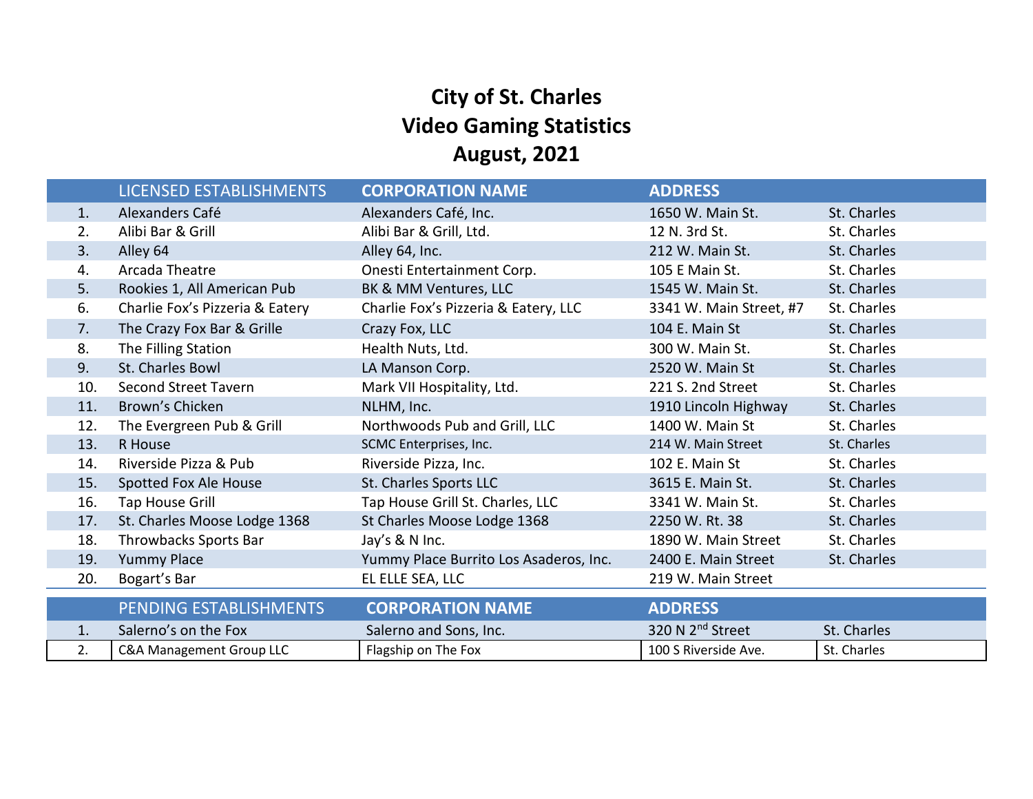# City of St. Charles
# Video Gaming Statistics
# August, 2021

| | LICENSED ESTABLISHMENTS | CORPORATION NAME | ADDRESS | |
|---|---|---|---|---|
| 1. | Alexanders Café | Alexanders Café, Inc. | 1650 W. Main St. | St. Charles |
| 2. | Alibi Bar & Grill | Alibi Bar & Grill, Ltd. | 12 N. 3rd St. | St. Charles |
| 3. | Alley 64 | Alley 64, Inc. | 212 W. Main St. | St. Charles |
| 4. | Arcada Theatre | Onesti Entertainment Corp. | 105 E Main St. | St. Charles |
| 5. | Rookies 1, All American Pub | BK & MM Ventures, LLC | 1545 W. Main St. | St. Charles |
| 6. | Charlie Fox's Pizzeria & Eatery | Charlie Fox's Pizzeria & Eatery, LLC | 3341 W. Main Street, #7 | St. Charles |
| 7. | The Crazy Fox Bar & Grille | Crazy Fox, LLC | 104 E. Main St | St. Charles |
| 8. | The Filling Station | Health Nuts, Ltd. | 300 W. Main St. | St. Charles |
| 9. | St. Charles Bowl | LA Manson Corp. | 2520 W. Main St | St. Charles |
| 10. | Second Street Tavern | Mark VII Hospitality, Ltd. | 221 S. 2nd Street | St. Charles |
| 11. | Brown's Chicken | NLHM, Inc. | 1910 Lincoln Highway | St. Charles |
| 12. | The Evergreen Pub & Grill | Northwoods Pub and Grill, LLC | 1400 W. Main St | St. Charles |
| 13. | R House | SCMC Enterprises, Inc. | 214 W. Main Street | St. Charles |
| 14. | Riverside Pizza & Pub | Riverside Pizza, Inc. | 102 E. Main St | St. Charles |
| 15. | Spotted Fox Ale House | St. Charles Sports LLC | 3615 E. Main St. | St. Charles |
| 16. | Tap House Grill | Tap House Grill St. Charles, LLC | 3341 W. Main St. | St. Charles |
| 17. | St. Charles Moose Lodge 1368 | St Charles Moose Lodge 1368 | 2250 W. Rt. 38 | St. Charles |
| 18. | Throwbacks Sports Bar | Jay's & N Inc. | 1890 W. Main Street | St. Charles |
| 19. | Yummy Place | Yummy Place Burrito Los Asaderos, Inc. | 2400 E. Main Street | St. Charles |
| 20. | Bogart's Bar | EL ELLE SEA, LLC | 219 W. Main Street | |

| | PENDING ESTABLISHMENTS | CORPORATION NAME | ADDRESS | |
|---|---|---|---|---|
| 1. | Salerno's on the Fox | Salerno and Sons, Inc. | 320 N 2nd Street | St. Charles |
| 2. | C&A Management Group LLC | Flagship on The Fox | 100 S Riverside Ave. | St. Charles |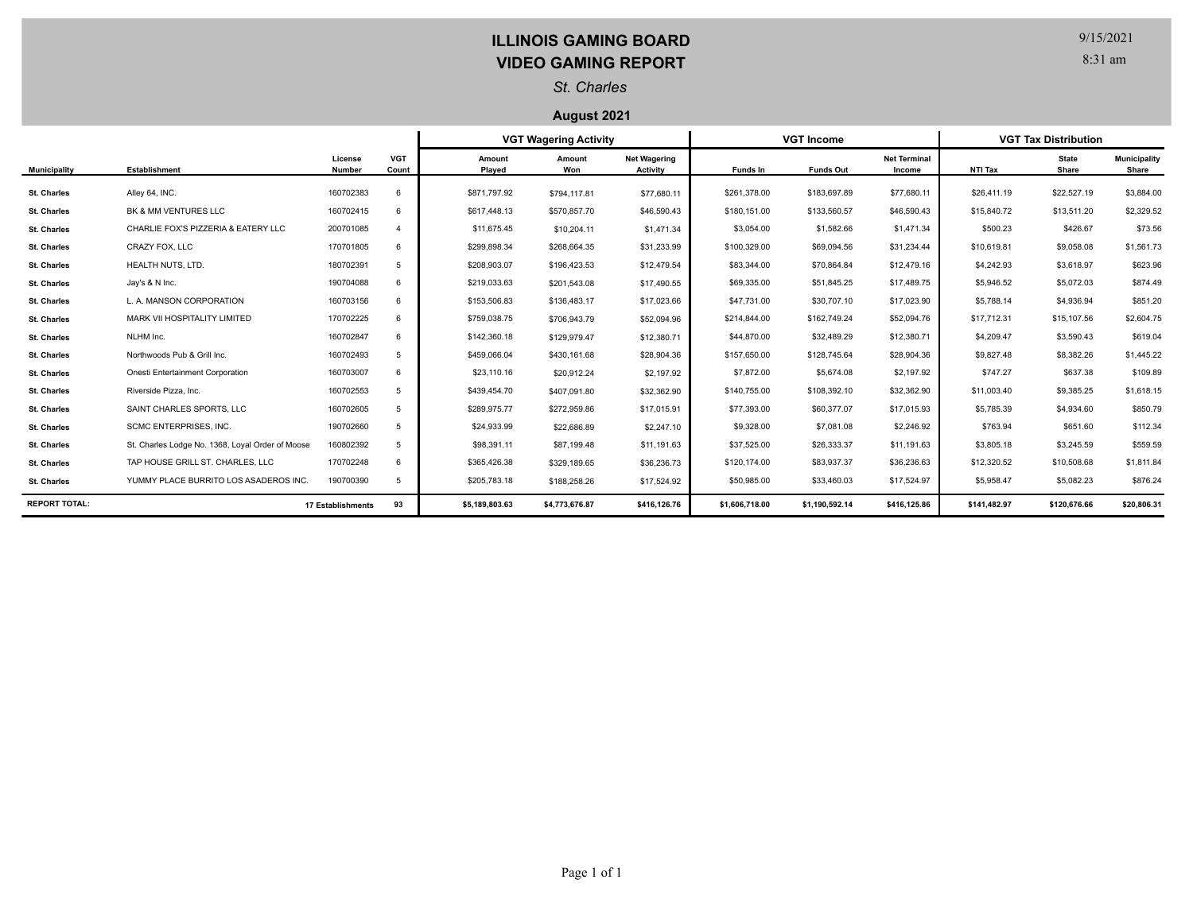# ILLINOIS GAMING BOARD
## VIDEO GAMING REPORT

*St. Charles*

**August 2021**

9/15/2021
8:31 am

| | | | | VGT Wagering Activity | | | VGT Income | | | VGT Tax Distribution | | |
|---|---|---|---|---|---|---|---|---|---|---|---|---|
| **Municipality** | **Establishment** | **License Number** | **VGT Count** | **Amount Played** | **Amount Won** | **Net Wagering Activity** | **Funds In** | **Funds Out** | **Net Terminal Income** | **NTI Tax** | **State Share** | **Municipality Share** |
| **St. Charles** | Alley 64, INC. | 160702383 | 6 | $871,797.92 | $794,117.81 | $77,680.11 | $261,378.00 | $183,697.89 | $77,680.11 | $26,411.19 | $22,527.19 | $3,884.00 |
| **St. Charles** | BK & MM VENTURES LLC | 160702415 | 6 | $617,448.13 | $570,857.70 | $46,590.43 | $180,151.00 | $133,560.57 | $46,590.43 | $15,840.72 | $13,511.20 | $2,329.52 |
| **St. Charles** | CHARLIE FOX'S PIZZERIA & EATERY LLC | 200701085 | 4 | $11,675.45 | $10,204.11 | $1,471.34 | $3,054.00 | $1,582.66 | $1,471.34 | $500.23 | $426.67 | $73.56 |
| **St. Charles** | CRAZY FOX, LLC | 170701805 | 6 | $299,898.34 | $268,664.35 | $31,233.99 | $100,329.00 | $69,094.56 | $31,234.44 | $10,619.81 | $9,058.08 | $1,561.73 |
| **St. Charles** | HEALTH NUTS, LTD. | 180702391 | 5 | $208,903.07 | $196,423.53 | $12,479.54 | $83,344.00 | $70,864.84 | $12,479.16 | $4,242.93 | $3,618.97 | $623.96 |
| **St. Charles** | Jay's & N Inc. | 190704088 | 6 | $219,033.63 | $201,543.08 | $17,490.55 | $69,335.00 | $51,845.25 | $17,489.75 | $5,946.52 | $5,072.03 | $874.49 |
| **St. Charles** | L. A. MANSON CORPORATION | 160703156 | 6 | $153,506.83 | $136,483.17 | $17,023.66 | $47,731.00 | $30,707.10 | $17,023.90 | $5,788.14 | $4,936.94 | $851.20 |
| **St. Charles** | MARK VII HOSPITALITY LIMITED | 170702225 | 6 | $759,038.75 | $706,943.79 | $52,094.96 | $214,844.00 | $162,749.24 | $52,094.76 | $17,712.31 | $15,107.56 | $2,604.75 |
| **St. Charles** | NLHM Inc. | 160702847 | 6 | $142,360.18 | $129,979.47 | $12,380.71 | $44,870.00 | $32,489.29 | $12,380.71 | $4,209.47 | $3,590.43 | $619.04 |
| **St. Charles** | Northwoods Pub & Grill Inc. | 160702493 | 5 | $459,066.04 | $430,161.68 | $28,904.36 | $157,650.00 | $128,745.64 | $28,904.36 | $9,827.48 | $8,382.26 | $1,445.22 |
| **St. Charles** | Onesti Entertainment Corporation | 160703007 | 6 | $23,110.16 | $20,912.24 | $2,197.92 | $7,872.00 | $5,674.08 | $2,197.92 | $747.27 | $637.38 | $109.89 |
| **St. Charles** | Riverside Pizza, Inc. | 160702553 | 5 | $439,454.70 | $407,091.80 | $32,362.90 | $140,755.00 | $108,392.10 | $32,362.90 | $11,003.40 | $9,385.25 | $1,618.15 |
| **St. Charles** | SAINT CHARLES SPORTS, LLC | 160702605 | 5 | $289,975.77 | $272,959.86 | $17,015.91 | $77,393.00 | $60,377.07 | $17,015.93 | $5,785.39 | $4,934.60 | $850.79 |
| **St. Charles** | SCMC ENTERPRISES, INC. | 190702660 | 5 | $24,933.99 | $22,686.89 | $2,247.10 | $9,328.00 | $7,081.08 | $2,246.92 | $763.94 | $651.60 | $112.34 |
| **St. Charles** | St. Charles Lodge No. 1368, Loyal Order of Moose | 160802392 | 5 | $98,391.11 | $87,199.48 | $11,191.63 | $37,525.00 | $26,333.37 | $11,191.63 | $3,805.18 | $3,245.59 | $559.59 |
| **St. Charles** | TAP HOUSE GRILL ST. CHARLES, LLC | 170702248 | 6 | $365,426.38 | $329,189.65 | $36,236.73 | $120,174.00 | $83,937.37 | $36,236.63 | $12,320.52 | $10,508.68 | $1,811.84 |
| **St. Charles** | YUMMY PLACE BURRITO LOS ASADEROS INC. | 190700390 | 5 | $205,783.18 | $188,258.26 | $17,524.92 | $50,985.00 | $33,460.03 | $17,524.97 | $5,958.47 | $5,082.23 | $876.24 |
| **REPORT TOTAL:** | | **17 Establishments** | **93** | **$5,189,803.63** | **$4,773,676.87** | **$416,126.76** | **$1,606,718.00** | **$1,190,592.14** | **$416,125.86** | **$141,482.97** | **$120,676.66** | **$20,806.31** |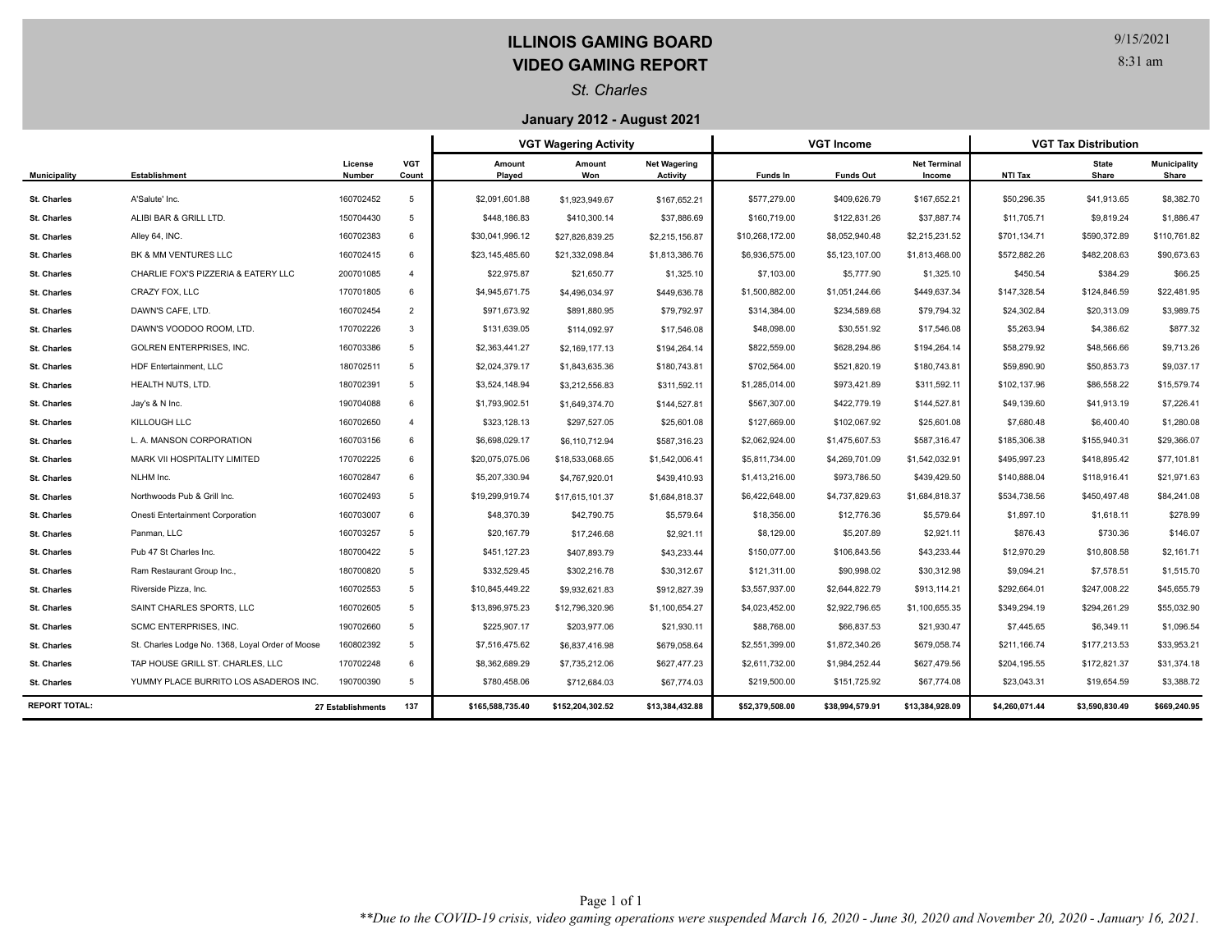# ILLINOIS GAMING BOARD
## VIDEO GAMING REPORT

*St. Charles*

**January 2012 - August 2021**

9/15/2021
8:31 am

| | | | | VGT Wagering Activity | | | VGT Income | | | VGT Tax Distribution | | |
|---|---|---|---|---|---|---|---|---|---|---|---|---|
| **Municipality** | **Establishment** | **License Number** | **VGT Count** | **Amount Played** | **Amount Won** | **Net Wagering Activity** | **Funds In** | **Funds Out** | **Net Terminal Income** | **NTI Tax** | **State Share** | **Municipality Share** |
| **St. Charles** | A'Salute' Inc. | 160702452 | 5 | $2,091,601.88 | $1,923,949.67 | $167,652.21 | $577,279.00 | $409,626.79 | $167,652.21 | $50,296.35 | $41,913.65 | $8,382.70 |
| **St. Charles** | ALIBI BAR & GRILL LTD. | 150704430 | 5 | $448,186.83 | $410,300.14 | $37,886.69 | $160,719.00 | $122,831.26 | $37,887.74 | $11,705.71 | $9,819.24 | $1,886.47 |
| **St. Charles** | Alley 64, INC. | 160702383 | 6 | $30,041,996.12 | $27,826,839.25 | $2,215,156.87 | $10,268,172.00 | $8,052,940.48 | $2,215,231.52 | $701,134.71 | $590,372.89 | $110,761.82 |
| **St. Charles** | BK & MM VENTURES LLC | 160702415 | 6 | $23,145,485.60 | $21,332,098.84 | $1,813,386.76 | $6,936,575.00 | $5,123,107.00 | $1,813,468.00 | $572,882.26 | $482,208.63 | $90,673.63 |
| **St. Charles** | CHARLIE FOX'S PIZZERIA & EATERY LLC | 200701085 | 4 | $22,975.87 | $21,650.77 | $1,325.10 | $7,103.00 | $5,777.90 | $1,325.10 | $450.54 | $384.29 | $66.25 |
| **St. Charles** | CRAZY FOX, LLC | 170701805 | 6 | $4,945,671.75 | $4,496,034.97 | $449,636.78 | $1,500,882.00 | $1,051,244.66 | $449,637.34 | $147,328.54 | $124,846.59 | $22,481.95 |
| **St. Charles** | DAWN'S CAFE, LTD. | 160702454 | 2 | $971,673.92 | $891,880.95 | $79,792.97 | $314,384.00 | $234,589.68 | $79,794.32 | $24,302.84 | $20,313.09 | $3,989.75 |
| **St. Charles** | DAWN'S VOODOO ROOM, LTD. | 170702226 | 3 | $131,639.05 | $114,092.97 | $17,546.08 | $48,098.00 | $30,551.92 | $17,546.08 | $5,263.94 | $4,386.62 | $877.32 |
| **St. Charles** | GOLREN ENTERPRISES, INC. | 160703386 | 5 | $2,363,441.27 | $2,169,177.13 | $194,264.14 | $822,559.00 | $628,294.86 | $194,264.14 | $58,279.92 | $48,566.66 | $9,713.26 |
| **St. Charles** | HDF Entertainment, LLC | 180702511 | 5 | $2,024,379.17 | $1,843,635.36 | $180,743.81 | $702,564.00 | $521,820.19 | $180,743.81 | $59,890.90 | $50,853.73 | $9,037.17 |
| **St. Charles** | HEALTH NUTS, LTD. | 180702391 | 5 | $3,524,148.94 | $3,212,556.83 | $311,592.11 | $1,285,014.00 | $973,421.89 | $311,592.11 | $102,137.96 | $86,558.22 | $15,579.74 |
| **St. Charles** | Jay's & N Inc. | 190704088 | 6 | $1,793,902.51 | $1,649,374.70 | $144,527.81 | $567,307.00 | $422,779.19 | $144,527.81 | $49,139.60 | $41,913.19 | $7,226.41 |
| **St. Charles** | KILLOUGH LLC | 160702650 | 4 | $323,128.13 | $297,527.05 | $25,601.08 | $127,669.00 | $102,067.92 | $25,601.08 | $7,680.48 | $6,400.40 | $1,280.08 |
| **St. Charles** | L. A. MANSON CORPORATION | 160703156 | 6 | $6,698,029.17 | $6,110,712.94 | $587,316.23 | $2,062,924.00 | $1,475,607.53 | $587,316.47 | $185,306.38 | $155,940.31 | $29,366.07 |
| **St. Charles** | MARK VII HOSPITALITY LIMITED | 170702225 | 6 | $20,075,075.06 | $18,533,068.65 | $1,542,006.41 | $5,811,734.00 | $4,269,701.09 | $1,542,032.91 | $495,997.23 | $418,895.42 | $77,101.81 |
| **St. Charles** | NLHM Inc. | 160702847 | 6 | $5,207,330.94 | $4,767,920.01 | $439,410.93 | $1,413,216.00 | $973,786.50 | $439,429.50 | $140,888.04 | $118,916.41 | $21,971.63 |
| **St. Charles** | Northwoods Pub & Grill Inc. | 160702493 | 5 | $19,299,919.74 | $17,615,101.37 | $1,684,818.37 | $6,422,648.00 | $4,737,829.63 | $1,684,818.37 | $534,738.56 | $450,497.48 | $84,241.08 |
| **St. Charles** | Onesti Entertainment Corporation | 160703007 | 6 | $48,370.39 | $42,790.75 | $5,579.64 | $18,356.00 | $12,776.36 | $5,579.64 | $1,897.10 | $1,618.11 | $278.99 |
| **St. Charles** | Panman, LLC | 160703257 | 5 | $20,167.79 | $17,246.68 | $2,921.11 | $8,129.00 | $5,207.89 | $2,921.11 | $876.43 | $730.36 | $146.07 |
| **St. Charles** | Pub 47 St Charles Inc. | 180700422 | 5 | $451,127.23 | $407,893.79 | $43,233.44 | $150,077.00 | $106,843.56 | $43,233.44 | $12,970.29 | $10,808.58 | $2,161.71 |
| **St. Charles** | Ram Restaurant Group Inc., | 180700820 | 5 | $332,529.45 | $302,216.78 | $30,312.67 | $121,311.00 | $90,998.02 | $30,312.98 | $9,094.21 | $7,578.51 | $1,515.70 |
| **St. Charles** | Riverside Pizza, Inc. | 160702553 | 5 | $10,845,449.22 | $9,932,621.83 | $912,827.39 | $3,557,937.00 | $2,644,822.79 | $913,114.21 | $292,664.01 | $247,008.22 | $45,655.79 |
| **St. Charles** | SAINT CHARLES SPORTS, LLC | 160702605 | 5 | $13,896,975.23 | $12,796,320.96 | $1,100,654.27 | $4,023,452.00 | $2,922,796.65 | $1,100,655.35 | $349,294.19 | $294,261.29 | $55,032.90 |
| **St. Charles** | SCMC ENTERPRISES, INC. | 190702660 | 5 | $225,907.17 | $203,977.06 | $21,930.11 | $88,768.00 | $66,837.53 | $21,930.47 | $7,445.65 | $6,349.11 | $1,096.54 |
| **St. Charles** | St. Charles Lodge No. 1368, Loyal Order of Moose | 160802392 | 5 | $7,516,475.62 | $6,837,416.98 | $679,058.64 | $2,551,399.00 | $1,872,340.26 | $679,058.74 | $211,166.74 | $177,213.53 | $33,953.21 |
| **St. Charles** | TAP HOUSE GRILL ST. CHARLES, LLC | 170702248 | 6 | $8,362,689.29 | $7,735,212.06 | $627,477.23 | $2,611,732.00 | $1,984,252.44 | $627,479.56 | $204,195.55 | $172,821.37 | $31,374.18 |
| **St. Charles** | YUMMY PLACE BURRITO LOS ASADEROS INC. | 190700390 | 5 | $780,458.06 | $712,684.03 | $67,774.03 | $219,500.00 | $151,725.92 | $67,774.08 | $23,043.31 | $19,654.59 | $3,388.72 |
| **REPORT TOTAL:** | | **27 Establishments** | **137** | **$165,588,735.40** | **$152,204,302.52** | **$13,384,432.88** | **$52,379,508.00** | **$38,994,579.91** | **$13,384,928.09** | **$4,260,071.44** | **$3,590,830.49** | **$669,240.95** |

*\*\*Due to the COVID-19 crisis, video gaming operations were suspended March 16, 2020 - June 30, 2020 and November 20, 2020 - January 16, 2021.*